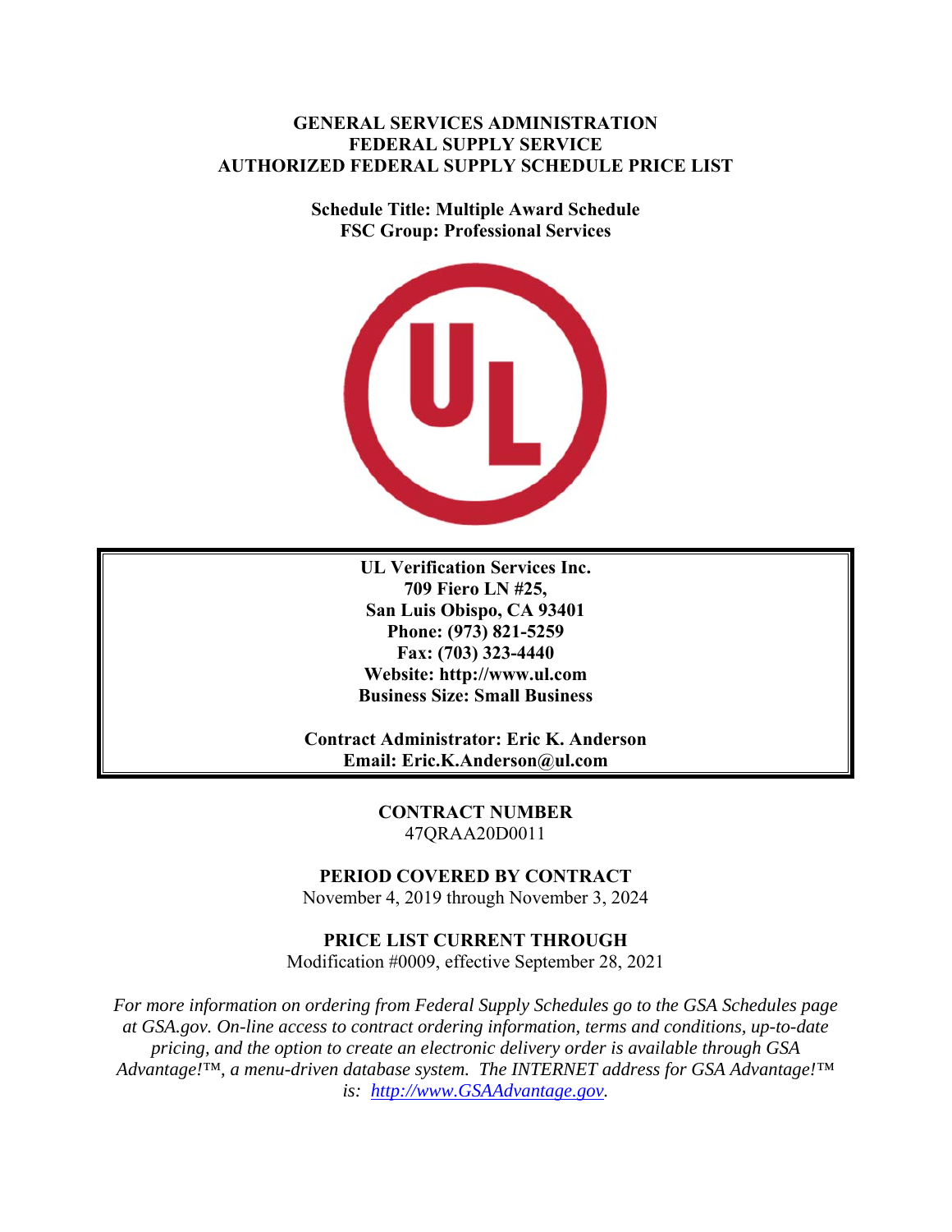**GENERAL SERVICES ADMINISTRATION**
**FEDERAL SUPPLY SERVICE**
**AUTHORIZED FEDERAL SUPPLY SCHEDULE PRICE LIST**

**Schedule Title: Multiple Award Schedule**
**FSC Group: Professional Services**

**UL Verification Services Inc.**
**709 Fiero LN #25,**
**San Luis Obispo, CA 93401**
**Phone: (973) 821-5259**
**Fax: (703) 323-4440**
**Website: http://www.ul.com**
**Business Size: Small Business**

**Contract Administrator: Eric K. Anderson**
**Email: Eric.K.Anderson@ul.com**

**CONTRACT NUMBER**
47QRAA20D0011

**PERIOD COVERED BY CONTRACT**
November 4, 2019 through November 3, 2024

**PRICE LIST CURRENT THROUGH**
Modification #0009, effective September 28, 2021

*For more information on ordering from Federal Supply Schedules go to the GSA Schedules page at GSA.gov. On-line access to contract ordering information, terms and conditions, up-to-date pricing, and the option to create an electronic delivery order is available through GSA Advantage!™, a menu-driven database system. The INTERNET address for GSA Advantage!™ is: [http://www.GSAAdvantage.gov](http://www.GSAAdvantage.gov).*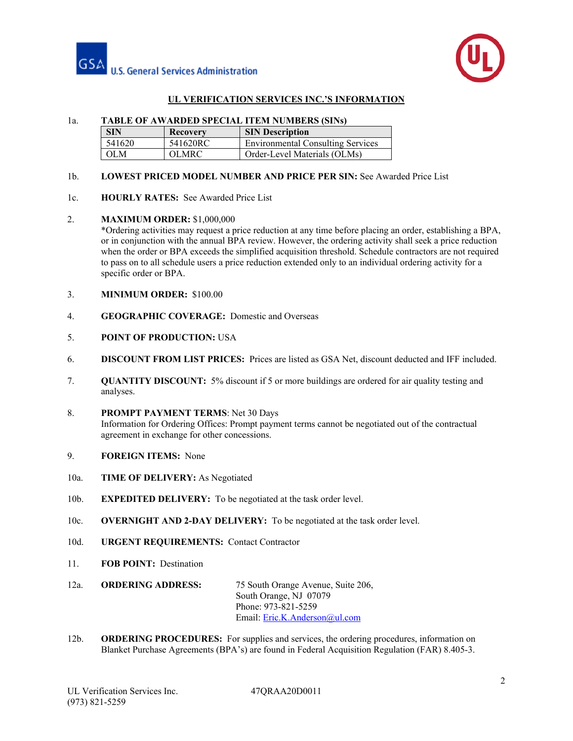## UL VERIFICATION SERVICES INC.'S INFORMATION

1a. **TABLE OF AWARDED SPECIAL ITEM NUMBERS (SINs)**

| SIN | Recovery | SIN Description |
|---|---|---|
| 541620 | 541620RC | Environmental Consulting Services |
| OLM | OLMRC | Order-Level Materials (OLMs) |

1b. **LOWEST PRICED MODEL NUMBER AND PRICE PER SIN:** See Awarded Price List

1c. **HOURLY RATES:** See Awarded Price List

2. **MAXIMUM ORDER:** $1,000,000
*Ordering activities may request a price reduction at any time before placing an order, establishing a BPA, or in conjunction with the annual BPA review. However, the ordering activity shall seek a price reduction when the order or BPA exceeds the simplified acquisition threshold. Schedule contractors are not required to pass on to all schedule users a price reduction extended only to an individual ordering activity for a specific order or BPA.

3. **MINIMUM ORDER:** $100.00

4. **GEOGRAPHIC COVERAGE:** Domestic and Overseas

5. **POINT OF PRODUCTION:** USA

6. **DISCOUNT FROM LIST PRICES:** Prices are listed as GSA Net, discount deducted and IFF included.

7. **QUANTITY DISCOUNT:** 5% discount if 5 or more buildings are ordered for air quality testing and analyses.

8. **PROMPT PAYMENT TERMS**: Net 30 Days
Information for Ordering Offices: Prompt payment terms cannot be negotiated out of the contractual agreement in exchange for other concessions.

9. **FOREIGN ITEMS:** None

10a. **TIME OF DELIVERY:** As Negotiated

10b. **EXPEDITED DELIVERY:** To be negotiated at the task order level.

10c. **OVERNIGHT AND 2-DAY DELIVERY:** To be negotiated at the task order level.

10d. **URGENT REQUIREMENTS:** Contact Contractor

11. **FOB POINT:** Destination

12a. **ORDERING ADDRESS:**
75 South Orange Avenue, Suite 206,
South Orange, NJ 07079
Phone: 973-821-5259
Email: Eric.K.Anderson@ul.com

12b. **ORDERING PROCEDURES:** For supplies and services, the ordering procedures, information on Blanket Purchase Agreements (BPA's) are found in Federal Acquisition Regulation (FAR) 8.405-3.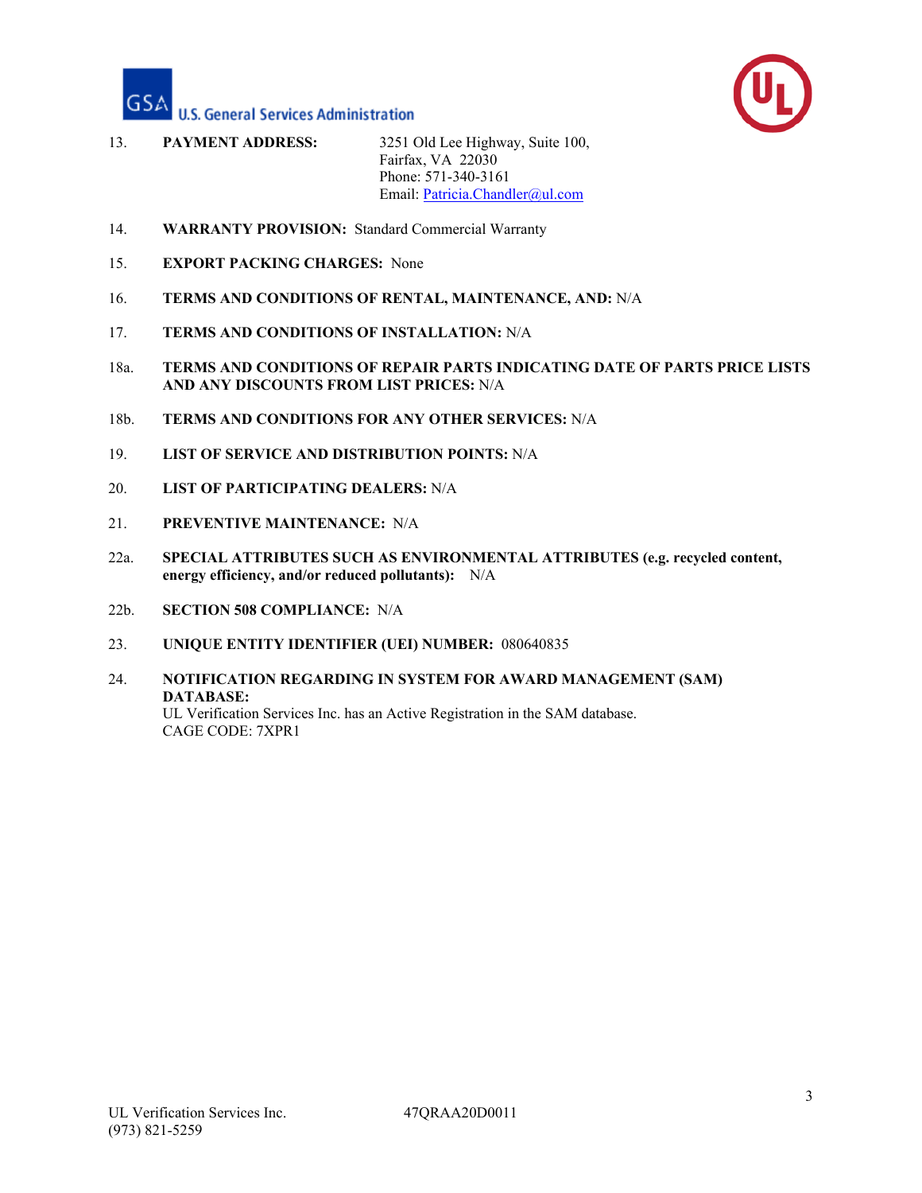13. **PAYMENT ADDRESS:** 3251 Old Lee Highway, Suite 100,
Fairfax, VA 22030
Phone: 571-340-3161
Email: Patricia.Chandler@ul.com

14. **WARRANTY PROVISION:** Standard Commercial Warranty

15. **EXPORT PACKING CHARGES:** None

16. **TERMS AND CONDITIONS OF RENTAL, MAINTENANCE, AND:** N/A

17. **TERMS AND CONDITIONS OF INSTALLATION:** N/A

18a. **TERMS AND CONDITIONS OF REPAIR PARTS INDICATING DATE OF PARTS PRICE LISTS AND ANY DISCOUNTS FROM LIST PRICES:** N/A

18b. **TERMS AND CONDITIONS FOR ANY OTHER SERVICES:** N/A

19. **LIST OF SERVICE AND DISTRIBUTION POINTS:** N/A

20. **LIST OF PARTICIPATING DEALERS:** N/A

21. **PREVENTIVE MAINTENANCE:** N/A

22a. **SPECIAL ATTRIBUTES SUCH AS ENVIRONMENTAL ATTRIBUTES (e.g. recycled content, energy efficiency, and/or reduced pollutants):** N/A

22b. **SECTION 508 COMPLIANCE:** N/A

23. **UNIQUE ENTITY IDENTIFIER (UEI) NUMBER:** 080640835

24. **NOTIFICATION REGARDING IN SYSTEM FOR AWARD MANAGEMENT (SAM) DATABASE:**
UL Verification Services Inc. has an Active Registration in the SAM database.
CAGE CODE: 7XPR1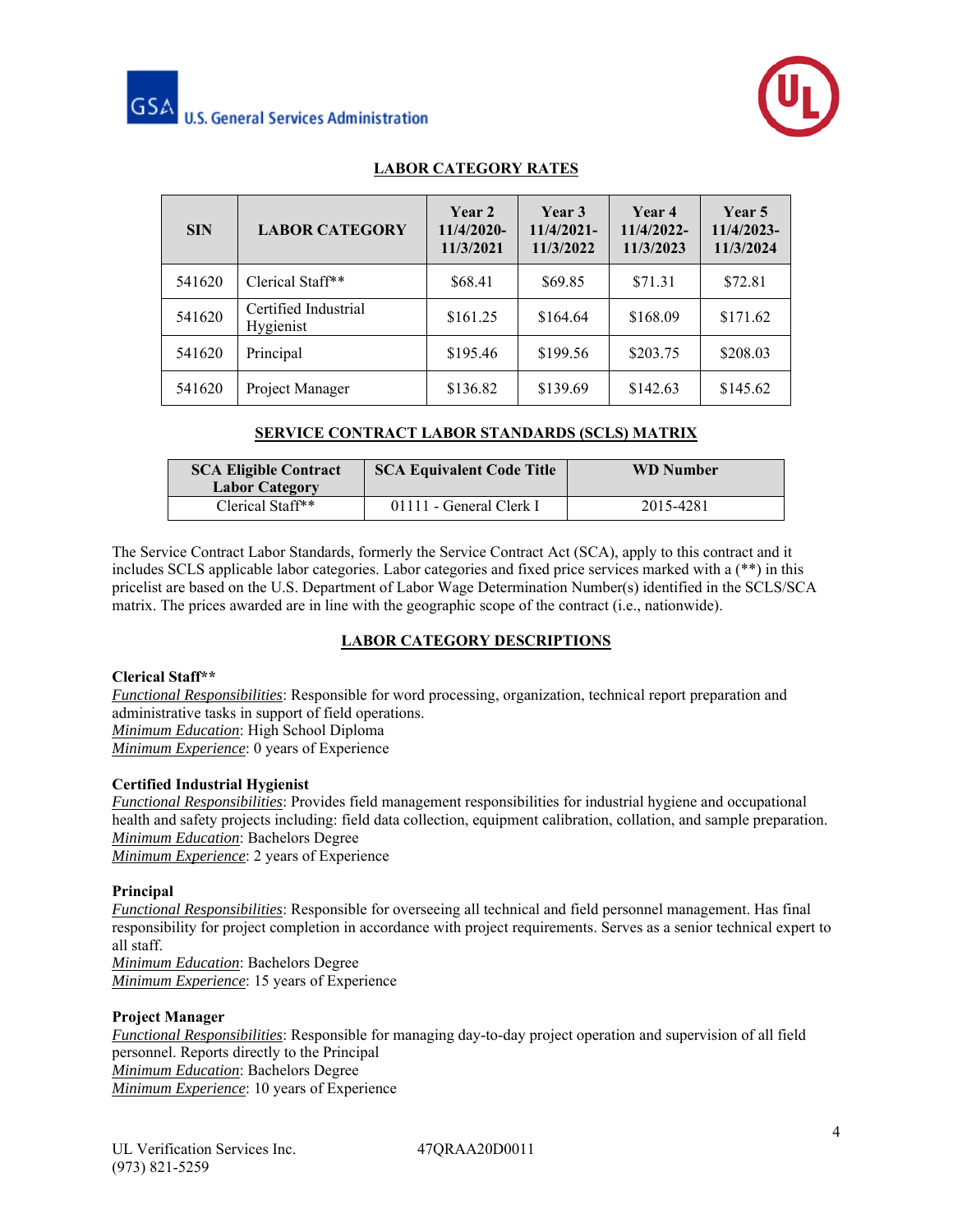## LABOR CATEGORY RATES

| SIN | LABOR CATEGORY | Year 2 11/4/2020-11/3/2021 | Year 3 11/4/2021-11/3/2022 | Year 4 11/4/2022-11/3/2023 | Year 5 11/4/2023-11/3/2024 |
|---|---|---|---|---|---|
| 541620 | Clerical Staff** | $68.41 | $69.85 | $71.31 | $72.81 |
| 541620 | Certified Industrial Hygienist | $161.25 | $164.64 | $168.09 | $171.62 |
| 541620 | Principal | $195.46 | $199.56 | $203.75 | $208.03 |
| 541620 | Project Manager | $136.82 | $139.69 | $142.63 | $145.62 |

## SERVICE CONTRACT LABOR STANDARDS (SCLS) MATRIX

| SCA Eligible Contract Labor Category | SCA Equivalent Code Title | WD Number |
|---|---|---|
| Clerical Staff** | 01111 - General Clerk I | 2015-4281 |

The Service Contract Labor Standards, formerly the Service Contract Act (SCA), apply to this contract and it includes SCLS applicable labor categories. Labor categories and fixed price services marked with a (**) in this pricelist are based on the U.S. Department of Labor Wage Determination Number(s) identified in the SCLS/SCA matrix. The prices awarded are in line with the geographic scope of the contract (i.e., nationwide).

## LABOR CATEGORY DESCRIPTIONS

**Clerical Staff****
*Functional Responsibilities*: Responsible for word processing, organization, technical report preparation and administrative tasks in support of field operations.
*Minimum Education*: High School Diploma
*Minimum Experience*: 0 years of Experience

**Certified Industrial Hygienist**
*Functional Responsibilities*: Provides field management responsibilities for industrial hygiene and occupational health and safety projects including: field data collection, equipment calibration, collation, and sample preparation.
*Minimum Education*: Bachelors Degree
*Minimum Experience*: 2 years of Experience

**Principal**
*Functional Responsibilities*: Responsible for overseeing all technical and field personnel management. Has final responsibility for project completion in accordance with project requirements. Serves as a senior technical expert to all staff.
*Minimum Education*: Bachelors Degree
*Minimum Experience*: 15 years of Experience

**Project Manager**
*Functional Responsibilities*: Responsible for managing day-to-day project operation and supervision of all field personnel. Reports directly to the Principal
*Minimum Education*: Bachelors Degree
*Minimum Experience*: 10 years of Experience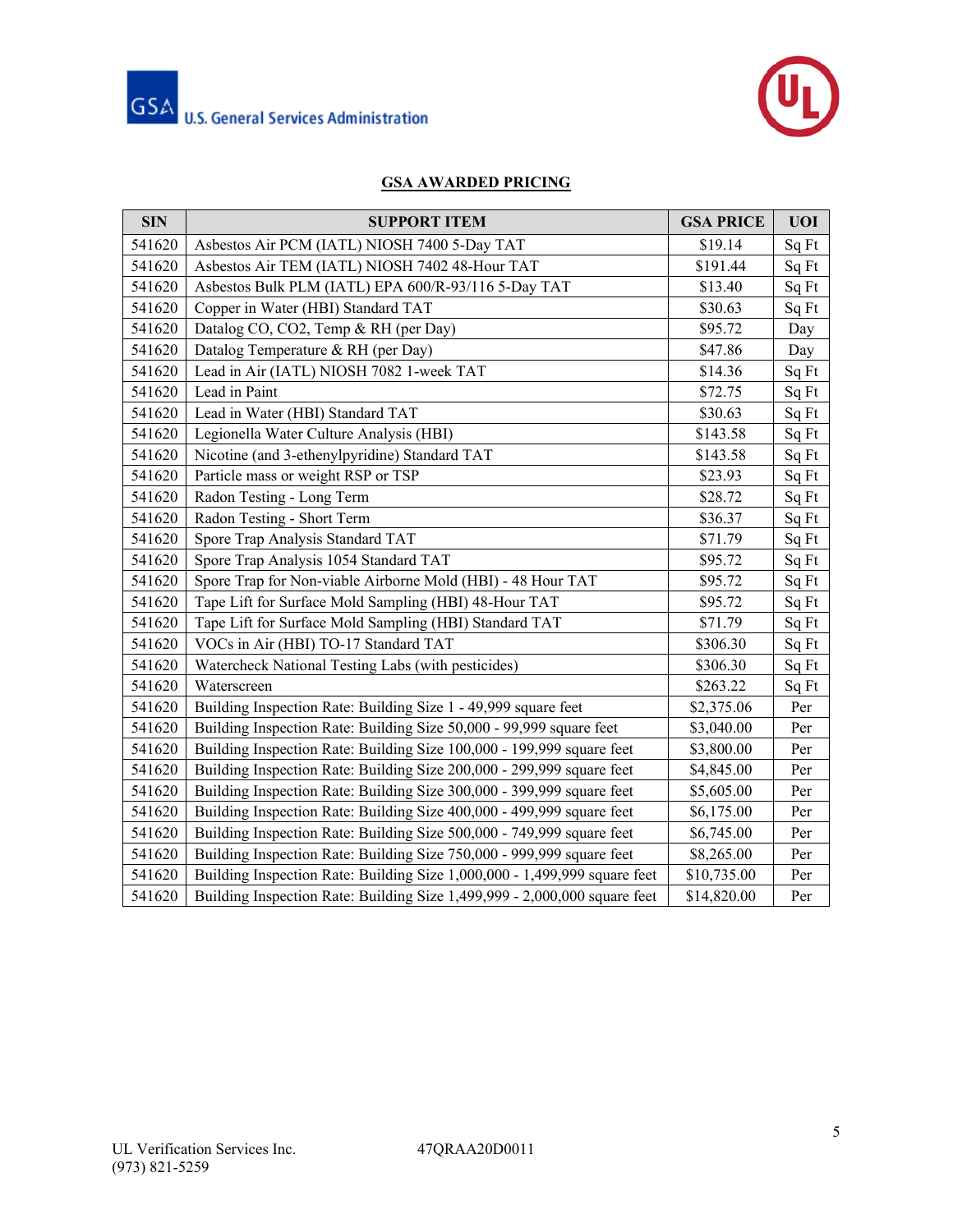## GSA AWARDED PRICING

| SIN | SUPPORT ITEM | GSA PRICE | UOI |
|---|---|---|---|
| 541620 | Asbestos Air PCM (IATL) NIOSH 7400 5-Day TAT | $19.14 | Sq Ft |
| 541620 | Asbestos Air TEM (IATL) NIOSH 7402 48-Hour TAT | $191.44 | Sq Ft |
| 541620 | Asbestos Bulk PLM (IATL) EPA 600/R-93/116 5-Day TAT | $13.40 | Sq Ft |
| 541620 | Copper in Water (HBI) Standard TAT | $30.63 | Sq Ft |
| 541620 | Datalog CO, CO2, Temp & RH (per Day) | $95.72 | Day |
| 541620 | Datalog Temperature & RH (per Day) | $47.86 | Day |
| 541620 | Lead in Air (IATL) NIOSH 7082 1-week TAT | $14.36 | Sq Ft |
| 541620 | Lead in Paint | $72.75 | Sq Ft |
| 541620 | Lead in Water (HBI) Standard TAT | $30.63 | Sq Ft |
| 541620 | Legionella Water Culture Analysis (HBI) | $143.58 | Sq Ft |
| 541620 | Nicotine (and 3-ethenylpyridine) Standard TAT | $143.58 | Sq Ft |
| 541620 | Particle mass or weight RSP or TSP | $23.93 | Sq Ft |
| 541620 | Radon Testing - Long Term | $28.72 | Sq Ft |
| 541620 | Radon Testing - Short Term | $36.37 | Sq Ft |
| 541620 | Spore Trap Analysis Standard TAT | $71.79 | Sq Ft |
| 541620 | Spore Trap Analysis 1054 Standard TAT | $95.72 | Sq Ft |
| 541620 | Spore Trap for Non-viable Airborne Mold (HBI) - 48 Hour TAT | $95.72 | Sq Ft |
| 541620 | Tape Lift for Surface Mold Sampling (HBI) 48-Hour TAT | $95.72 | Sq Ft |
| 541620 | Tape Lift for Surface Mold Sampling (HBI) Standard TAT | $71.79 | Sq Ft |
| 541620 | VOCs in Air (HBI) TO-17 Standard TAT | $306.30 | Sq Ft |
| 541620 | Watercheck National Testing Labs (with pesticides) | $306.30 | Sq Ft |
| 541620 | Waterscreen | $263.22 | Sq Ft |
| 541620 | Building Inspection Rate: Building Size 1 - 49,999 square feet | $2,375.06 | Per |
| 541620 | Building Inspection Rate: Building Size 50,000 - 99,999 square feet | $3,040.00 | Per |
| 541620 | Building Inspection Rate: Building Size 100,000 - 199,999 square feet | $3,800.00 | Per |
| 541620 | Building Inspection Rate: Building Size 200,000 - 299,999 square feet | $4,845.00 | Per |
| 541620 | Building Inspection Rate: Building Size 300,000 - 399,999 square feet | $5,605.00 | Per |
| 541620 | Building Inspection Rate: Building Size 400,000 - 499,999 square feet | $6,175.00 | Per |
| 541620 | Building Inspection Rate: Building Size 500,000 - 749,999 square feet | $6,745.00 | Per |
| 541620 | Building Inspection Rate: Building Size 750,000 - 999,999 square feet | $8,265.00 | Per |
| 541620 | Building Inspection Rate: Building Size 1,000,000 - 1,499,999 square feet | $10,735.00 | Per |
| 541620 | Building Inspection Rate: Building Size 1,499,999 - 2,000,000 square feet | $14,820.00 | Per |